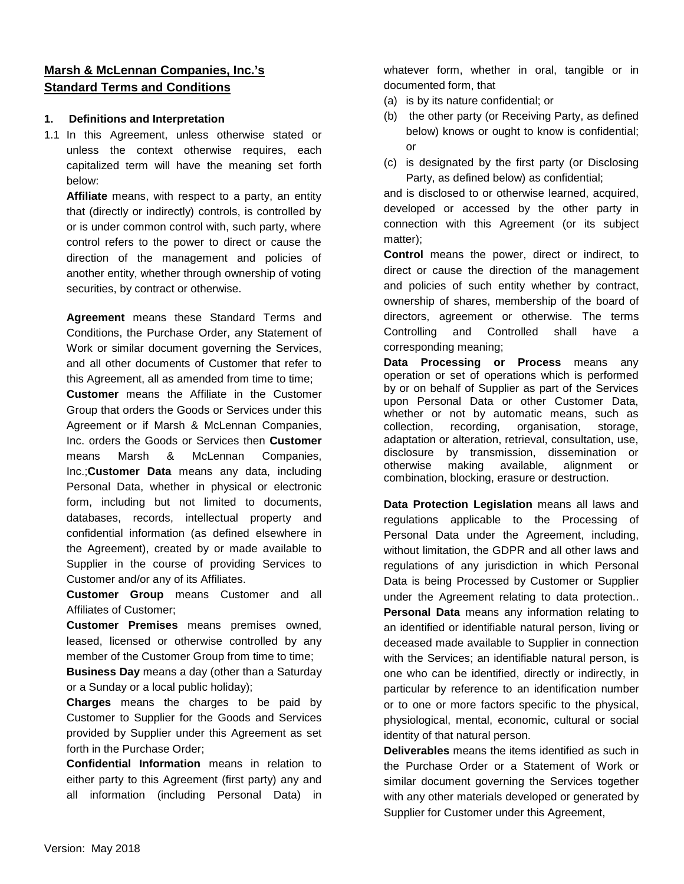**Marsh & McLennan Companies, Inc.'s Standard Terms and Conditions**

**1. Definitions and Interpretation**

1.1 In this Agreement, unless otherwise stated or unless the context otherwise requires, each capitalized term will have the meaning set forth below:

**Affiliate** means, with respect to a party, an entity that (directly or indirectly) controls, is controlled by or is under common control with, such party, where control refers to the power to direct or cause the direction of the management and policies of another entity, whether through ownership of voting securities, by contract or otherwise.

**Agreement** means these Standard Terms and Conditions, the Purchase Order, any Statement of Work or similar document governing the Services, and all other documents of Customer that refer to this Agreement, all as amended from time to time;

**Customer** means the Affiliate in the Customer Group that orders the Goods or Services under this Agreement or if Marsh & McLennan Companies, Inc. orders the Goods or Services then **Customer** means Marsh & McLennan Companies, Inc.;**Customer Data** means any data, including Personal Data, whether in physical or electronic form, including but not limited to documents, databases, records, intellectual property and confidential information (as defined elsewhere in the Agreement), created by or made available to Supplier in the course of providing Services to Customer and/or any of its Affiliates.

**Customer Group** means Customer and all Affiliates of Customer;

**Customer Premises** means premises owned, leased, licensed or otherwise controlled by any member of the Customer Group from time to time;

**Business Day** means a day (other than a Saturday or a Sunday or a local public holiday);

**Charges** means the charges to be paid by Customer to Supplier for the Goods and Services provided by Supplier under this Agreement as set forth in the Purchase Order;

**Confidential Information** means in relation to either party to this Agreement (first party) any and all information (including Personal Data) in whatever form, whether in oral, tangible or in documented form, that

(a) is by its nature confidential; or

(b) the other party (or Receiving Party, as defined below) knows or ought to know is confidential; or

(c) is designated by the first party (or Disclosing Party, as defined below) as confidential;

and is disclosed to or otherwise learned, acquired, developed or accessed by the other party in connection with this Agreement (or its subject matter);

**Control** means the power, direct or indirect, to direct or cause the direction of the management and policies of such entity whether by contract, ownership of shares, membership of the board of directors, agreement or otherwise. The terms Controlling and Controlled shall have a corresponding meaning;

**Data Processing or Process** means any operation or set of operations which is performed by or on behalf of Supplier as part of the Services upon Personal Data or other Customer Data, whether or not by automatic means, such as collection, recording, organisation, storage, adaptation or alteration, retrieval, consultation, use, disclosure by transmission, dissemination or otherwise making available, alignment or combination, blocking, erasure or destruction.

**Data Protection Legislation** means all laws and regulations applicable to the Processing of Personal Data under the Agreement, including, without limitation, the GDPR and all other laws and regulations of any jurisdiction in which Personal Data is being Processed by Customer or Supplier under the Agreement relating to data protection..

**Personal Data** means any information relating to an identified or identifiable natural person, living or deceased made available to Supplier in connection with the Services; an identifiable natural person, is one who can be identified, directly or indirectly, in particular by reference to an identification number or to one or more factors specific to the physical, physiological, mental, economic, cultural or social identity of that natural person.

**Deliverables** means the items identified as such in the Purchase Order or a Statement of Work or similar document governing the Services together with any other materials developed or generated by Supplier for Customer under this Agreement,

Version: May 2018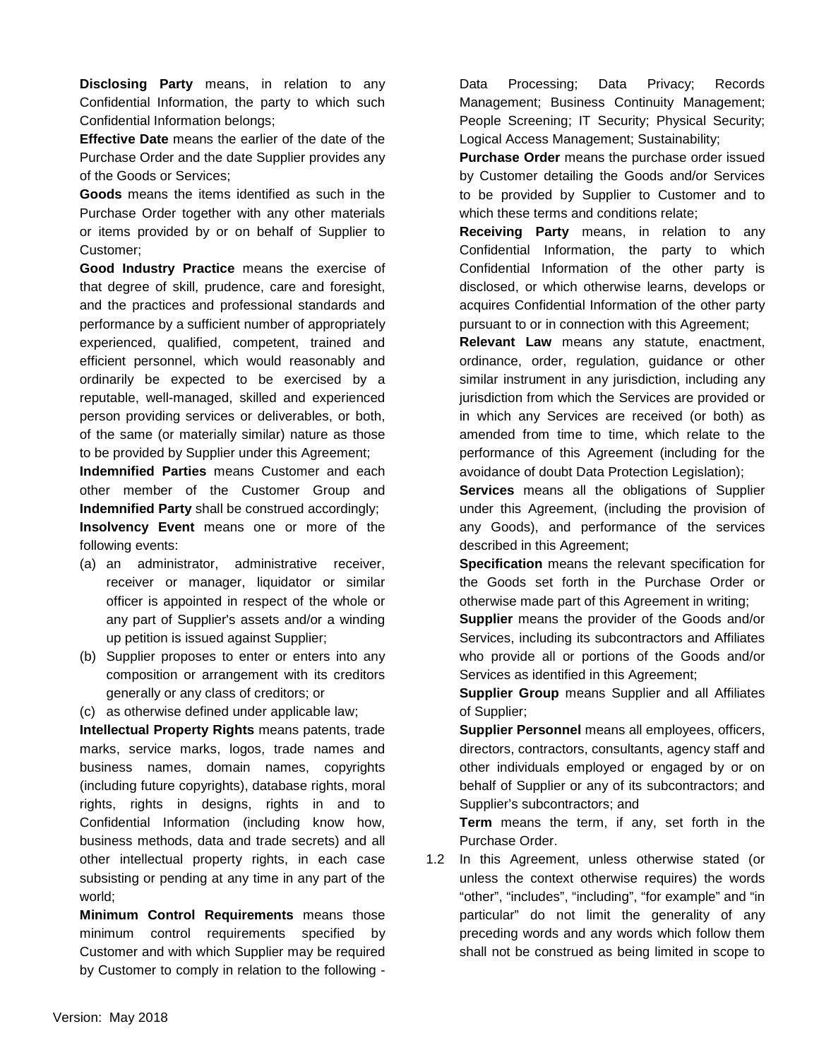**Disclosing Party** means, in relation to any Confidential Information, the party to which such Confidential Information belongs;

**Effective Date** means the earlier of the date of the Purchase Order and the date Supplier provides any of the Goods or Services;

**Goods** means the items identified as such in the Purchase Order together with any other materials or items provided by or on behalf of Supplier to Customer;

**Good Industry Practice** means the exercise of that degree of skill, prudence, care and foresight, and the practices and professional standards and performance by a sufficient number of appropriately experienced, qualified, competent, trained and efficient personnel, which would reasonably and ordinarily be expected to be exercised by a reputable, well-managed, skilled and experienced person providing services or deliverables, or both, of the same (or materially similar) nature as those to be provided by Supplier under this Agreement;

**Indemnified Parties** means Customer and each other member of the Customer Group and **Indemnified Party** shall be construed accordingly;

**Insolvency Event** means one or more of the following events:

(a) an administrator, administrative receiver, receiver or manager, liquidator or similar officer is appointed in respect of the whole or any part of Supplier's assets and/or a winding up petition is issued against Supplier;

(b) Supplier proposes to enter or enters into any composition or arrangement with its creditors generally or any class of creditors; or

(c) as otherwise defined under applicable law;

**Intellectual Property Rights** means patents, trade marks, service marks, logos, trade names and business names, domain names, copyrights (including future copyrights), database rights, moral rights, rights in designs, rights in and to Confidential Information (including know how, business methods, data and trade secrets) and all other intellectual property rights, in each case subsisting or pending at any time in any part of the world;

**Minimum Control Requirements** means those minimum control requirements specified by Customer and with which Supplier may be required by Customer to comply in relation to the following - Data Processing; Data Privacy; Records Management; Business Continuity Management; People Screening; IT Security; Physical Security; Logical Access Management; Sustainability;

**Purchase Order** means the purchase order issued by Customer detailing the Goods and/or Services to be provided by Supplier to Customer and to which these terms and conditions relate;

**Receiving Party** means, in relation to any Confidential Information, the party to which Confidential Information of the other party is disclosed, or which otherwise learns, develops or acquires Confidential Information of the other party pursuant to or in connection with this Agreement;

**Relevant Law** means any statute, enactment, ordinance, order, regulation, guidance or other similar instrument in any jurisdiction, including any jurisdiction from which the Services are provided or in which any Services are received (or both) as amended from time to time, which relate to the performance of this Agreement (including for the avoidance of doubt Data Protection Legislation);

**Services** means all the obligations of Supplier under this Agreement, (including the provision of any Goods), and performance of the services described in this Agreement;

**Specification** means the relevant specification for the Goods set forth in the Purchase Order or otherwise made part of this Agreement in writing;

**Supplier** means the provider of the Goods and/or Services, including its subcontractors and Affiliates who provide all or portions of the Goods and/or Services as identified in this Agreement;

**Supplier Group** means Supplier and all Affiliates of Supplier;

**Supplier Personnel** means all employees, officers, directors, contractors, consultants, agency staff and other individuals employed or engaged by or on behalf of Supplier or any of its subcontractors; and Supplier's subcontractors; and

**Term** means the term, if any, set forth in the Purchase Order.

1.2 In this Agreement, unless otherwise stated (or unless the context otherwise requires) the words "other", "includes", "including", "for example" and "in particular" do not limit the generality of any preceding words and any words which follow them shall not be construed as being limited in scope to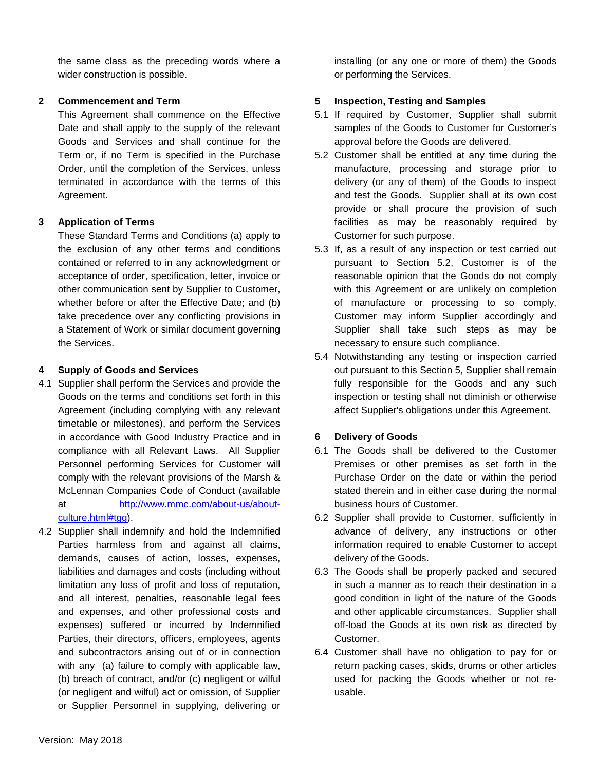the same class as the preceding words where a wider construction is possible.

## 2 Commencement and Term

This Agreement shall commence on the Effective Date and shall apply to the supply of the relevant Goods and Services and shall continue for the Term or, if no Term is specified in the Purchase Order, until the completion of the Services, unless terminated in accordance with the terms of this Agreement.

## 3 Application of Terms

These Standard Terms and Conditions (a) apply to the exclusion of any other terms and conditions contained or referred to in any acknowledgment or acceptance of order, specification, letter, invoice or other communication sent by Supplier to Customer, whether before or after the Effective Date; and (b) take precedence over any conflicting provisions in a Statement of Work or similar document governing the Services.

## 4 Supply of Goods and Services

4.1 Supplier shall perform the Services and provide the Goods on the terms and conditions set forth in this Agreement (including complying with any relevant timetable or milestones), and perform the Services in accordance with Good Industry Practice and in compliance with all Relevant Laws. All Supplier Personnel performing Services for Customer will comply with the relevant provisions of the Marsh & McLennan Companies Code of Conduct (available at [http://www.mmc.com/about-us/about-culture.html#tgg](http://www.mmc.com/about-us/about-culture.html#tgg)).

4.2 Supplier shall indemnify and hold the Indemnified Parties harmless from and against all claims, demands, causes of action, losses, expenses, liabilities and damages and costs (including without limitation any loss of profit and loss of reputation, and all interest, penalties, reasonable legal fees and expenses, and other professional costs and expenses) suffered or incurred by Indemnified Parties, their directors, officers, employees, agents and subcontractors arising out of or in connection with any (a) failure to comply with applicable law, (b) breach of contract, and/or (c) negligent or wilful (or negligent and wilful) act or omission, of Supplier or Supplier Personnel in supplying, delivering or installing (or any one or more of them) the Goods or performing the Services.

## 5 Inspection, Testing and Samples

5.1 If required by Customer, Supplier shall submit samples of the Goods to Customer for Customer's approval before the Goods are delivered.

5.2 Customer shall be entitled at any time during the manufacture, processing and storage prior to delivery (or any of them) of the Goods to inspect and test the Goods. Supplier shall at its own cost provide or shall procure the provision of such facilities as may be reasonably required by Customer for such purpose.

5.3 If, as a result of any inspection or test carried out pursuant to Section 5.2, Customer is of the reasonable opinion that the Goods do not comply with this Agreement or are unlikely on completion of manufacture or processing to so comply, Customer may inform Supplier accordingly and Supplier shall take such steps as may be necessary to ensure such compliance.

5.4 Notwithstanding any testing or inspection carried out pursuant to this Section 5, Supplier shall remain fully responsible for the Goods and any such inspection or testing shall not diminish or otherwise affect Supplier's obligations under this Agreement.

## 6 Delivery of Goods

6.1 The Goods shall be delivered to the Customer Premises or other premises as set forth in the Purchase Order on the date or within the period stated therein and in either case during the normal business hours of Customer.

6.2 Supplier shall provide to Customer, sufficiently in advance of delivery, any instructions or other information required to enable Customer to accept delivery of the Goods.

6.3 The Goods shall be properly packed and secured in such a manner as to reach their destination in a good condition in light of the nature of the Goods and other applicable circumstances. Supplier shall off-load the Goods at its own risk as directed by Customer.

6.4 Customer shall have no obligation to pay for or return packing cases, skids, drums or other articles used for packing the Goods whether or not re-usable.

Version: May 2018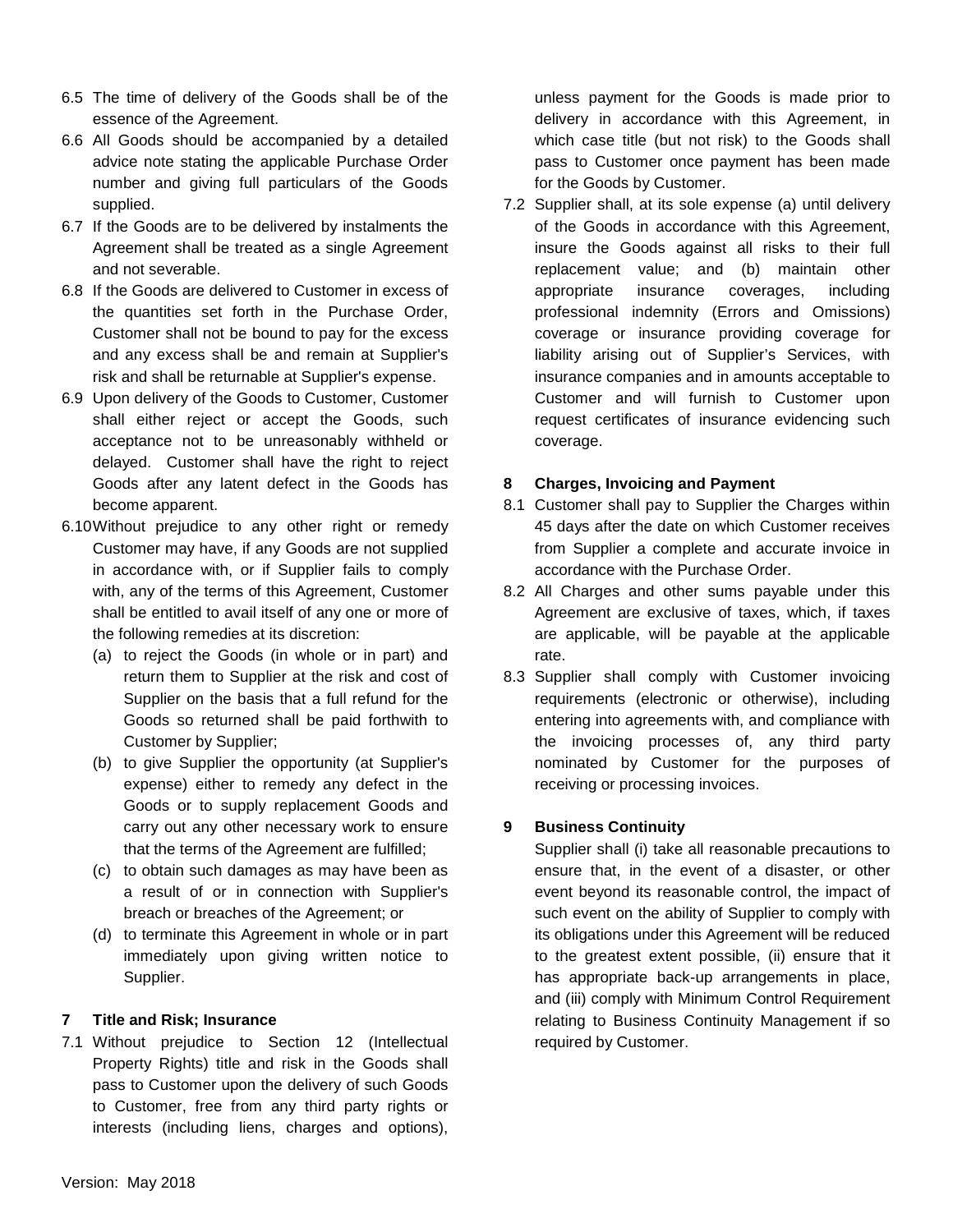6.5 The time of delivery of the Goods shall be of the essence of the Agreement.

6.6 All Goods should be accompanied by a detailed advice note stating the applicable Purchase Order number and giving full particulars of the Goods supplied.

6.7 If the Goods are to be delivered by instalments the Agreement shall be treated as a single Agreement and not severable.

6.8 If the Goods are delivered to Customer in excess of the quantities set forth in the Purchase Order, Customer shall not be bound to pay for the excess and any excess shall be and remain at Supplier's risk and shall be returnable at Supplier's expense.

6.9 Upon delivery of the Goods to Customer, Customer shall either reject or accept the Goods, such acceptance not to be unreasonably withheld or delayed. Customer shall have the right to reject Goods after any latent defect in the Goods has become apparent.

6.10 Without prejudice to any other right or remedy Customer may have, if any Goods are not supplied in accordance with, or if Supplier fails to comply with, any of the terms of this Agreement, Customer shall be entitled to avail itself of any one or more of the following remedies at its discretion:

(a) to reject the Goods (in whole or in part) and return them to Supplier at the risk and cost of Supplier on the basis that a full refund for the Goods so returned shall be paid forthwith to Customer by Supplier;

(b) to give Supplier the opportunity (at Supplier's expense) either to remedy any defect in the Goods or to supply replacement Goods and carry out any other necessary work to ensure that the terms of the Agreement are fulfilled;

(c) to obtain such damages as may have been as a result of or in connection with Supplier's breach or breaches of the Agreement; or

(d) to terminate this Agreement in whole or in part immediately upon giving written notice to Supplier.

## 7 Title and Risk; Insurance

7.1 Without prejudice to Section 12 (Intellectual Property Rights) title and risk in the Goods shall pass to Customer upon the delivery of such Goods to Customer, free from any third party rights or interests (including liens, charges and options), unless payment for the Goods is made prior to delivery in accordance with this Agreement, in which case title (but not risk) to the Goods shall pass to Customer once payment has been made for the Goods by Customer.

7.2 Supplier shall, at its sole expense (a) until delivery of the Goods in accordance with this Agreement, insure the Goods against all risks to their full replacement value; and (b) maintain other appropriate insurance coverages, including professional indemnity (Errors and Omissions) coverage or insurance providing coverage for liability arising out of Supplier's Services, with insurance companies and in amounts acceptable to Customer and will furnish to Customer upon request certificates of insurance evidencing such coverage.

## 8 Charges, Invoicing and Payment

8.1 Customer shall pay to Supplier the Charges within 45 days after the date on which Customer receives from Supplier a complete and accurate invoice in accordance with the Purchase Order.

8.2 All Charges and other sums payable under this Agreement are exclusive of taxes, which, if taxes are applicable, will be payable at the applicable rate.

8.3 Supplier shall comply with Customer invoicing requirements (electronic or otherwise), including entering into agreements with, and compliance with the invoicing processes of, any third party nominated by Customer for the purposes of receiving or processing invoices.

## 9 Business Continuity

Supplier shall (i) take all reasonable precautions to ensure that, in the event of a disaster, or other event beyond its reasonable control, the impact of such event on the ability of Supplier to comply with its obligations under this Agreement will be reduced to the greatest extent possible, (ii) ensure that it has appropriate back-up arrangements in place, and (iii) comply with Minimum Control Requirement relating to Business Continuity Management if so required by Customer.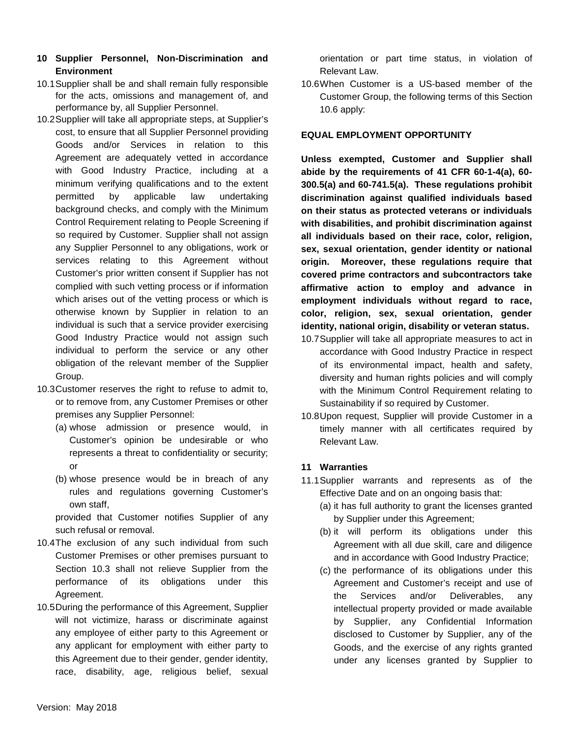## 10 Supplier Personnel, Non-Discrimination and Environment

10.1 Supplier shall be and shall remain fully responsible for the acts, omissions and management of, and performance by, all Supplier Personnel.

10.2 Supplier will take all appropriate steps, at Supplier's cost, to ensure that all Supplier Personnel providing Goods and/or Services in relation to this Agreement are adequately vetted in accordance with Good Industry Practice, including at a minimum verifying qualifications and to the extent permitted by applicable law undertaking background checks, and comply with the Minimum Control Requirement relating to People Screening if so required by Customer. Supplier shall not assign any Supplier Personnel to any obligations, work or services relating to this Agreement without Customer's prior written consent if Supplier has not complied with such vetting process or if information which arises out of the vetting process or which is otherwise known by Supplier in relation to an individual is such that a service provider exercising Good Industry Practice would not assign such individual to perform the service or any other obligation of the relevant member of the Supplier Group.

10.3 Customer reserves the right to refuse to admit to, or to remove from, any Customer Premises or other premises any Supplier Personnel:

(a) whose admission or presence would, in Customer's opinion be undesirable or who represents a threat to confidentiality or security; or

(b) whose presence would be in breach of any rules and regulations governing Customer's own staff,

provided that Customer notifies Supplier of any such refusal or removal.

10.4 The exclusion of any such individual from such Customer Premises or other premises pursuant to Section 10.3 shall not relieve Supplier from the performance of its obligations under this Agreement.

10.5 During the performance of this Agreement, Supplier will not victimize, harass or discriminate against any employee of either party to this Agreement or any applicant for employment with either party to this Agreement due to their gender, gender identity, race, disability, age, religious belief, sexual orientation or part time status, in violation of Relevant Law.

10.6 When Customer is a US-based member of the Customer Group, the following terms of this Section 10.6 apply:

**EQUAL EMPLOYMENT OPPORTUNITY**

**Unless exempted, Customer and Supplier shall abide by the requirements of 41 CFR 60-1-4(a), 60-300.5(a) and 60-741.5(a). These regulations prohibit discrimination against qualified individuals based on their status as protected veterans or individuals with disabilities, and prohibit discrimination against all individuals based on their race, color, religion, sex, sexual orientation, gender identity or national origin. Moreover, these regulations require that covered prime contractors and subcontractors take affirmative action to employ and advance in employment individuals without regard to race, color, religion, sex, sexual orientation, gender identity, national origin, disability or veteran status.**

10.7 Supplier will take all appropriate measures to act in accordance with Good Industry Practice in respect of its environmental impact, health and safety, diversity and human rights policies and will comply with the Minimum Control Requirement relating to Sustainability if so required by Customer.

10.8 Upon request, Supplier will provide Customer in a timely manner with all certificates required by Relevant Law.

## 11 Warranties

11.1 Supplier warrants and represents as of the Effective Date and on an ongoing basis that:

(a) it has full authority to grant the licenses granted by Supplier under this Agreement;

(b) it will perform its obligations under this Agreement with all due skill, care and diligence and in accordance with Good Industry Practice;

(c) the performance of its obligations under this Agreement and Customer's receipt and use of the Services and/or Deliverables, any intellectual property provided or made available by Supplier, any Confidential Information disclosed to Customer by Supplier, any of the Goods, and the exercise of any rights granted under any licenses granted by Supplier to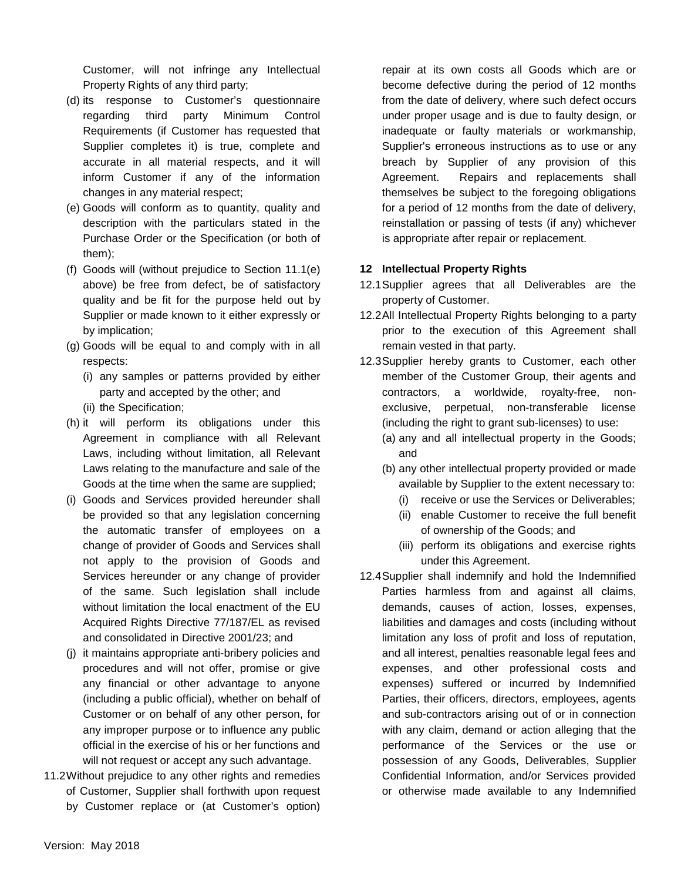Customer, will not infringe any Intellectual Property Rights of any third party;

(d) its response to Customer's questionnaire regarding third party Minimum Control Requirements (if Customer has requested that Supplier completes it) is true, complete and accurate in all material respects, and it will inform Customer if any of the information changes in any material respect;

(e) Goods will conform as to quantity, quality and description with the particulars stated in the Purchase Order or the Specification (or both of them);

(f) Goods will (without prejudice to Section 11.1(e) above) be free from defect, be of satisfactory quality and be fit for the purpose held out by Supplier or made known to it either expressly or by implication;

(g) Goods will be equal to and comply with in all respects:

  (i) any samples or patterns provided by either party and accepted by the other; and

  (ii) the Specification;

(h) it will perform its obligations under this Agreement in compliance with all Relevant Laws, including without limitation, all Relevant Laws relating to the manufacture and sale of the Goods at the time when the same are supplied;

(i) Goods and Services provided hereunder shall be provided so that any legislation concerning the automatic transfer of employees on a change of provider of Goods and Services shall not apply to the provision of Goods and Services hereunder or any change of provider of the same. Such legislation shall include without limitation the local enactment of the EU Acquired Rights Directive 77/187/EL as revised and consolidated in Directive 2001/23; and

(j) it maintains appropriate anti-bribery policies and procedures and will not offer, promise or give any financial or other advantage to anyone (including a public official), whether on behalf of Customer or on behalf of any other person, for any improper purpose or to influence any public official in the exercise of his or her functions and will not request or accept any such advantage.

11.2 Without prejudice to any other rights and remedies of Customer, Supplier shall forthwith upon request by Customer replace or (at Customer's option) repair at its own costs all Goods which are or become defective during the period of 12 months from the date of delivery, where such defect occurs under proper usage and is due to faulty design, or inadequate or faulty materials or workmanship, Supplier's erroneous instructions as to use or any breach by Supplier of any provision of this Agreement. Repairs and replacements shall themselves be subject to the foregoing obligations for a period of 12 months from the date of delivery, reinstallation or passing of tests (if any) whichever is appropriate after repair or replacement.

## 12 Intellectual Property Rights

12.1 Supplier agrees that all Deliverables are the property of Customer.

12.2 All Intellectual Property Rights belonging to a party prior to the execution of this Agreement shall remain vested in that party.

12.3 Supplier hereby grants to Customer, each other member of the Customer Group, their agents and contractors, a worldwide, royalty-free, non-exclusive, perpetual, non-transferable license (including the right to grant sub-licenses) to use:

(a) any and all intellectual property in the Goods; and

(b) any other intellectual property provided or made available by Supplier to the extent necessary to:

  (i) receive or use the Services or Deliverables;

  (ii) enable Customer to receive the full benefit of ownership of the Goods; and

  (iii) perform its obligations and exercise rights under this Agreement.

12.4 Supplier shall indemnify and hold the Indemnified Parties harmless from and against all claims, demands, causes of action, losses, expenses, liabilities and damages and costs (including without limitation any loss of profit and loss of reputation, and all interest, penalties reasonable legal fees and expenses, and other professional costs and expenses) suffered or incurred by Indemnified Parties, their officers, directors, employees, agents and sub-contractors arising out of or in connection with any claim, demand or action alleging that the performance of the Services or the use or possession of any Goods, Deliverables, Supplier Confidential Information, and/or Services provided or otherwise made available to any Indemnified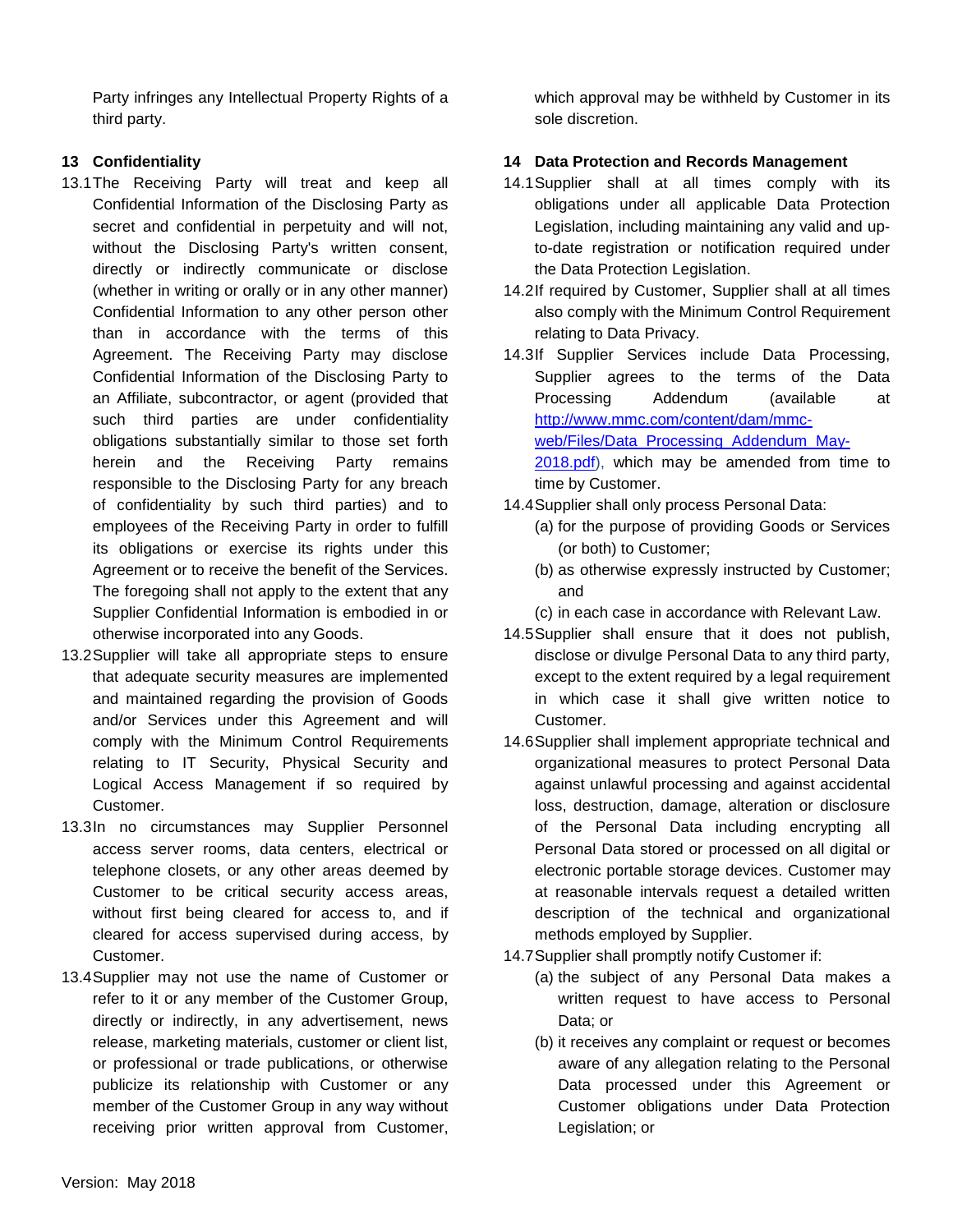Party infringes any Intellectual Property Rights of a third party.

## 13 Confidentiality

13.1 The Receiving Party will treat and keep all Confidential Information of the Disclosing Party as secret and confidential in perpetuity and will not, without the Disclosing Party's written consent, directly or indirectly communicate or disclose (whether in writing or orally or in any other manner) Confidential Information to any other person other than in accordance with the terms of this Agreement. The Receiving Party may disclose Confidential Information of the Disclosing Party to an Affiliate, subcontractor, or agent (provided that such third parties are under confidentiality obligations substantially similar to those set forth herein and the Receiving Party remains responsible to the Disclosing Party for any breach of confidentiality by such third parties) and to employees of the Receiving Party in order to fulfill its obligations or exercise its rights under this Agreement or to receive the benefit of the Services. The foregoing shall not apply to the extent that any Supplier Confidential Information is embodied in or otherwise incorporated into any Goods.

13.2 Supplier will take all appropriate steps to ensure that adequate security measures are implemented and maintained regarding the provision of Goods and/or Services under this Agreement and will comply with the Minimum Control Requirements relating to IT Security, Physical Security and Logical Access Management if so required by Customer.

13.3 In no circumstances may Supplier Personnel access server rooms, data centers, electrical or telephone closets, or any other areas deemed by Customer to be critical security access areas, without first being cleared for access to, and if cleared for access supervised during access, by Customer.

13.4 Supplier may not use the name of Customer or refer to it or any member of the Customer Group, directly or indirectly, in any advertisement, news release, marketing materials, customer or client list, or professional or trade publications, or otherwise publicize its relationship with Customer or any member of the Customer Group in any way without receiving prior written approval from Customer, which approval may be withheld by Customer in its sole discretion.

## 14 Data Protection and Records Management

14.1 Supplier shall at all times comply with its obligations under all applicable Data Protection Legislation, including maintaining any valid and up-to-date registration or notification required under the Data Protection Legislation.

14.2 If required by Customer, Supplier shall at all times also comply with the Minimum Control Requirement relating to Data Privacy.

14.3 If Supplier Services include Data Processing, Supplier agrees to the terms of the Data Processing Addendum (available at http://www.mmc.com/content/dam/mmc-web/Files/Data_Processing_Addendum_May-2018.pdf), which may be amended from time to time by Customer.

14.4 Supplier shall only process Personal Data:

(a) for the purpose of providing Goods or Services (or both) to Customer;

(b) as otherwise expressly instructed by Customer; and

(c) in each case in accordance with Relevant Law.

14.5 Supplier shall ensure that it does not publish, disclose or divulge Personal Data to any third party, except to the extent required by a legal requirement in which case it shall give written notice to Customer.

14.6 Supplier shall implement appropriate technical and organizational measures to protect Personal Data against unlawful processing and against accidental loss, destruction, damage, alteration or disclosure of the Personal Data including encrypting all Personal Data stored or processed on all digital or electronic portable storage devices. Customer may at reasonable intervals request a detailed written description of the technical and organizational methods employed by Supplier.

14.7 Supplier shall promptly notify Customer if:

(a) the subject of any Personal Data makes a written request to have access to Personal Data; or

(b) it receives any complaint or request or becomes aware of any allegation relating to the Personal Data processed under this Agreement or Customer obligations under Data Protection Legislation; or

Version: May 2018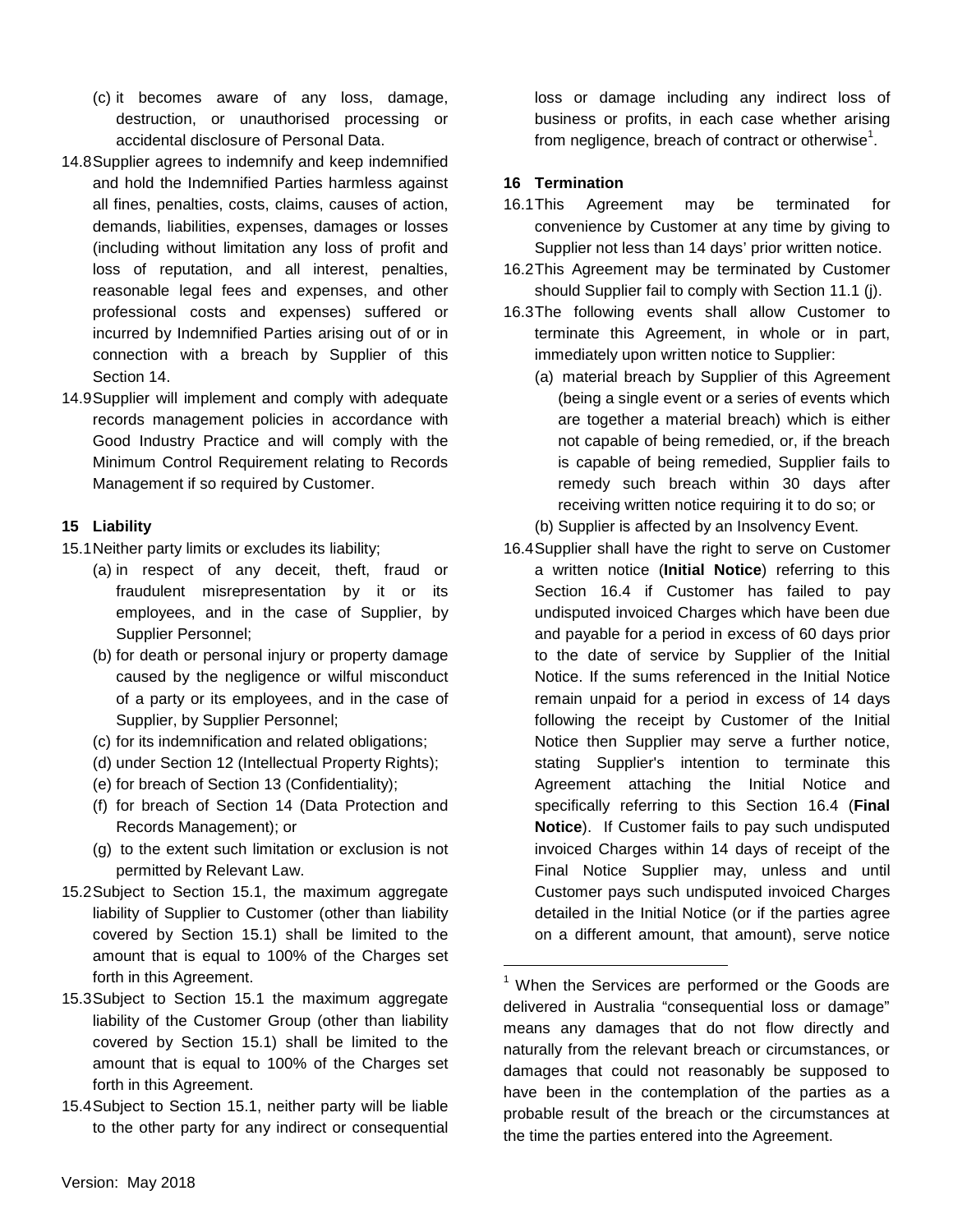(c) it becomes aware of any loss, damage, destruction, or unauthorised processing or accidental disclosure of Personal Data.

14.8 Supplier agrees to indemnify and keep indemnified and hold the Indemnified Parties harmless against all fines, penalties, costs, claims, causes of action, demands, liabilities, expenses, damages or losses (including without limitation any loss of profit and loss of reputation, and all interest, penalties, reasonable legal fees and expenses, and other professional costs and expenses) suffered or incurred by Indemnified Parties arising out of or in connection with a breach by Supplier of this Section 14.

14.9 Supplier will implement and comply with adequate records management policies in accordance with Good Industry Practice and will comply with the Minimum Control Requirement relating to Records Management if so required by Customer.

## 15 Liability

15.1 Neither party limits or excludes its liability;

(a) in respect of any deceit, theft, fraud or fraudulent misrepresentation by it or its employees, and in the case of Supplier, by Supplier Personnel;

(b) for death or personal injury or property damage caused by the negligence or wilful misconduct of a party or its employees, and in the case of Supplier, by Supplier Personnel;

(c) for its indemnification and related obligations;

(d) under Section 12 (Intellectual Property Rights);

(e) for breach of Section 13 (Confidentiality);

(f) for breach of Section 14 (Data Protection and Records Management); or

(g) to the extent such limitation or exclusion is not permitted by Relevant Law.

15.2 Subject to Section 15.1, the maximum aggregate liability of Supplier to Customer (other than liability covered by Section 15.1) shall be limited to the amount that is equal to 100% of the Charges set forth in this Agreement.

15.3 Subject to Section 15.1 the maximum aggregate liability of the Customer Group (other than liability covered by Section 15.1) shall be limited to the amount that is equal to 100% of the Charges set forth in this Agreement.

15.4 Subject to Section 15.1, neither party will be liable to the other party for any indirect or consequential loss or damage including any indirect loss of business or profits, in each case whether arising from negligence, breach of contract or otherwise[1].

## 16 Termination

16.1 This Agreement may be terminated for convenience by Customer at any time by giving to Supplier not less than 14 days' prior written notice.

16.2 This Agreement may be terminated by Customer should Supplier fail to comply with Section 11.1 (j).

16.3 The following events shall allow Customer to terminate this Agreement, in whole or in part, immediately upon written notice to Supplier:

(a) material breach by Supplier of this Agreement (being a single event or a series of events which are together a material breach) which is either not capable of being remedied, or, if the breach is capable of being remedied, Supplier fails to remedy such breach within 30 days after receiving written notice requiring it to do so; or

(b) Supplier is affected by an Insolvency Event.

16.4 Supplier shall have the right to serve on Customer a written notice (**Initial Notice**) referring to this Section 16.4 if Customer has failed to pay undisputed invoiced Charges which have been due and payable for a period in excess of 60 days prior to the date of service by Supplier of the Initial Notice. If the sums referenced in the Initial Notice remain unpaid for a period in excess of 14 days following the receipt by Customer of the Initial Notice then Supplier may serve a further notice, stating Supplier's intention to terminate this Agreement attaching the Initial Notice and specifically referring to this Section 16.4 (**Final Notice**). If Customer fails to pay such undisputed invoiced Charges within 14 days of receipt of the Final Notice Supplier may, unless and until Customer pays such undisputed invoiced Charges detailed in the Initial Notice (or if the parties agree on a different amount, that amount), serve notice

[1] When the Services are performed or the Goods are delivered in Australia "consequential loss or damage" means any damages that do not flow directly and naturally from the relevant breach or circumstances, or damages that could not reasonably be supposed to have been in the contemplation of the parties as a probable result of the breach or the circumstances at the time the parties entered into the Agreement.

Version: May 2018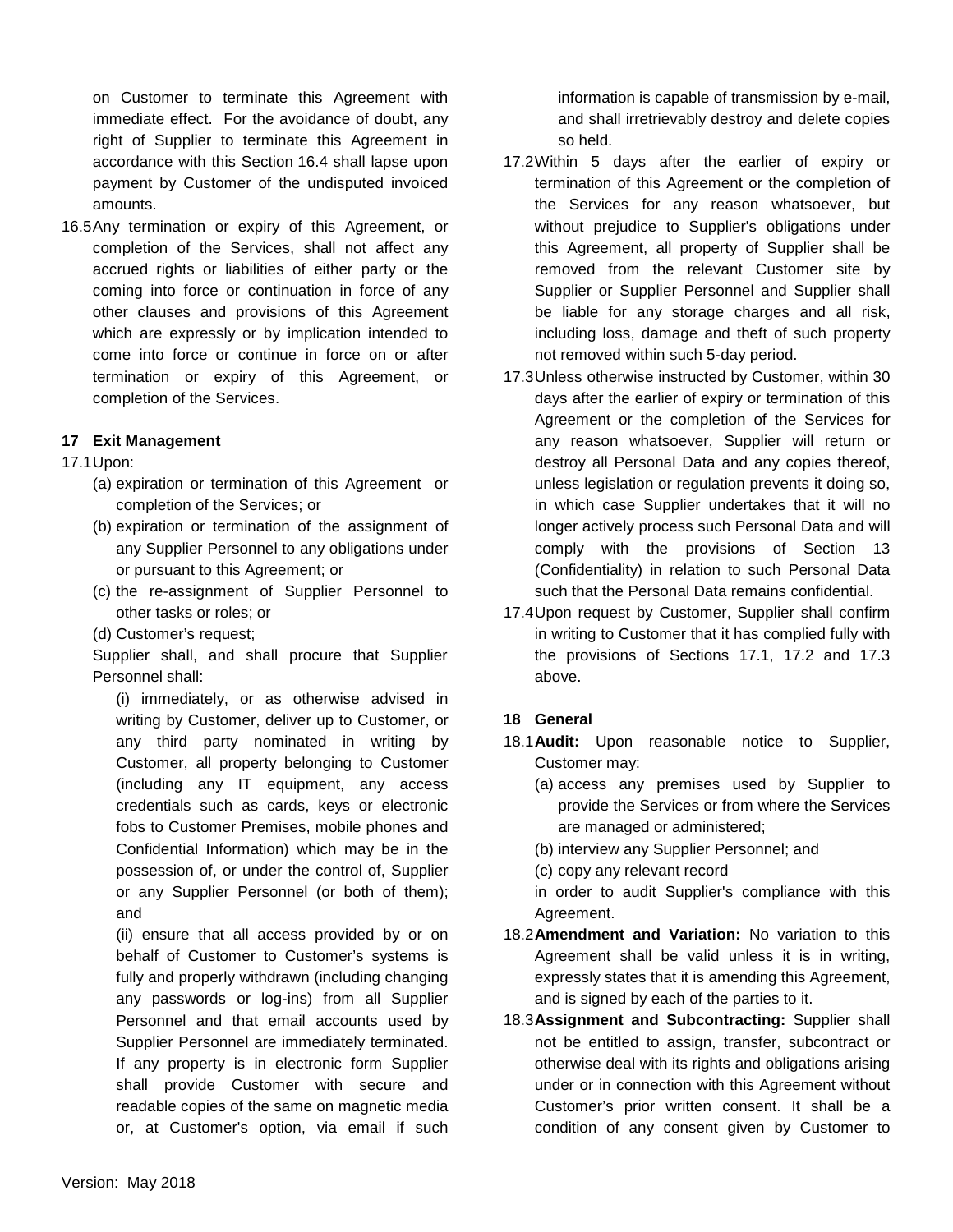on Customer to terminate this Agreement with immediate effect. For the avoidance of doubt, any right of Supplier to terminate this Agreement in accordance with this Section 16.4 shall lapse upon payment by Customer of the undisputed invoiced amounts.

16.5 Any termination or expiry of this Agreement, or completion of the Services, shall not affect any accrued rights or liabilities of either party or the coming into force or continuation in force of any other clauses and provisions of this Agreement which are expressly or by implication intended to come into force or continue in force on or after termination or expiry of this Agreement, or completion of the Services.

## 17 Exit Management

17.1 Upon:

(a) expiration or termination of this Agreement or completion of the Services; or

(b) expiration or termination of the assignment of any Supplier Personnel to any obligations under or pursuant to this Agreement; or

(c) the re-assignment of Supplier Personnel to other tasks or roles; or

(d) Customer's request;

Supplier shall, and shall procure that Supplier Personnel shall:

(i) immediately, or as otherwise advised in writing by Customer, deliver up to Customer, or any third party nominated in writing by Customer, all property belonging to Customer (including any IT equipment, any access credentials such as cards, keys or electronic fobs to Customer Premises, mobile phones and Confidential Information) which may be in the possession of, or under the control of, Supplier or any Supplier Personnel (or both of them); and

(ii) ensure that all access provided by or on behalf of Customer to Customer's systems is fully and properly withdrawn (including changing any passwords or log-ins) from all Supplier Personnel and that email accounts used by Supplier Personnel are immediately terminated. If any property is in electronic form Supplier shall provide Customer with secure and readable copies of the same on magnetic media or, at Customer's option, via email if such information is capable of transmission by e-mail, and shall irretrievably destroy and delete copies so held.

17.2 Within 5 days after the earlier of expiry or termination of this Agreement or the completion of the Services for any reason whatsoever, but without prejudice to Supplier's obligations under this Agreement, all property of Supplier shall be removed from the relevant Customer site by Supplier or Supplier Personnel and Supplier shall be liable for any storage charges and all risk, including loss, damage and theft of such property not removed within such 5-day period.

17.3 Unless otherwise instructed by Customer, within 30 days after the earlier of expiry or termination of this Agreement or the completion of the Services for any reason whatsoever, Supplier will return or destroy all Personal Data and any copies thereof, unless legislation or regulation prevents it doing so, in which case Supplier undertakes that it will no longer actively process such Personal Data and will comply with the provisions of Section 13 (Confidentiality) in relation to such Personal Data such that the Personal Data remains confidential.

17.4 Upon request by Customer, Supplier shall confirm in writing to Customer that it has complied fully with the provisions of Sections 17.1, 17.2 and 17.3 above.

## 18 General

18.1 **Audit:** Upon reasonable notice to Supplier, Customer may:

(a) access any premises used by Supplier to provide the Services or from where the Services are managed or administered;

(b) interview any Supplier Personnel; and

(c) copy any relevant record

in order to audit Supplier's compliance with this Agreement.

18.2 **Amendment and Variation:** No variation to this Agreement shall be valid unless it is in writing, expressly states that it is amending this Agreement, and is signed by each of the parties to it.

18.3 **Assignment and Subcontracting:** Supplier shall not be entitled to assign, transfer, subcontract or otherwise deal with its rights and obligations arising under or in connection with this Agreement without Customer's prior written consent. It shall be a condition of any consent given by Customer to

Version: May 2018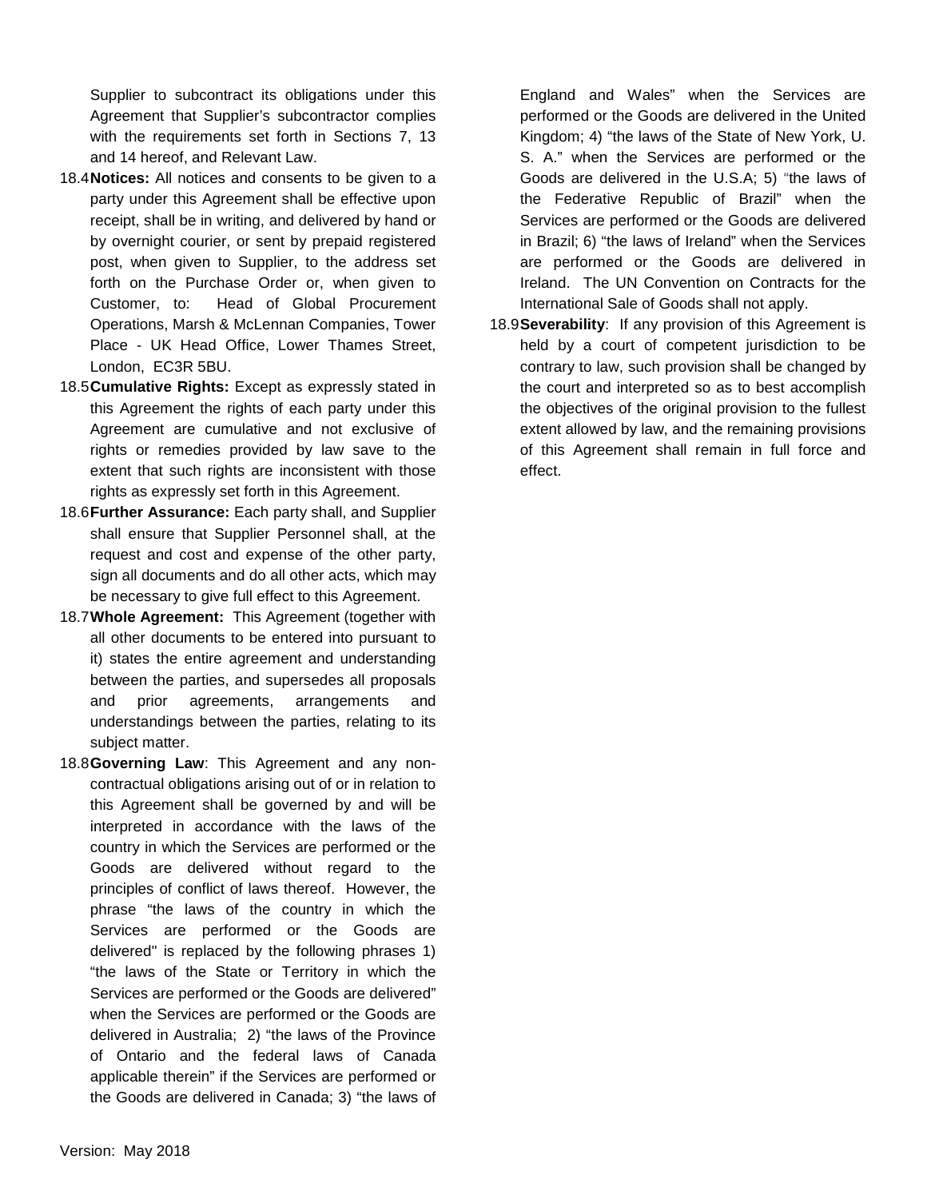Supplier to subcontract its obligations under this Agreement that Supplier's subcontractor complies with the requirements set forth in Sections 7, 13 and 14 hereof, and Relevant Law.

18.4 **Notices:** All notices and consents to be given to a party under this Agreement shall be effective upon receipt, shall be in writing, and delivered by hand or by overnight courier, or sent by prepaid registered post, when given to Supplier, to the address set forth on the Purchase Order or, when given to Customer, to: Head of Global Procurement Operations, Marsh & McLennan Companies, Tower Place - UK Head Office, Lower Thames Street, London, EC3R 5BU.

18.5 **Cumulative Rights:** Except as expressly stated in this Agreement the rights of each party under this Agreement are cumulative and not exclusive of rights or remedies provided by law save to the extent that such rights are inconsistent with those rights as expressly set forth in this Agreement.

18.6 **Further Assurance:** Each party shall, and Supplier shall ensure that Supplier Personnel shall, at the request and cost and expense of the other party, sign all documents and do all other acts, which may be necessary to give full effect to this Agreement.

18.7 **Whole Agreement:** This Agreement (together with all other documents to be entered into pursuant to it) states the entire agreement and understanding between the parties, and supersedes all proposals and prior agreements, arrangements and understandings between the parties, relating to its subject matter.

18.8 **Governing Law**: This Agreement and any non-contractual obligations arising out of or in relation to this Agreement shall be governed by and will be interpreted in accordance with the laws of the country in which the Services are performed or the Goods are delivered without regard to the principles of conflict of laws thereof. However, the phrase "the laws of the country in which the Services are performed or the Goods are delivered" is replaced by the following phrases 1) "the laws of the State or Territory in which the Services are performed or the Goods are delivered" when the Services are performed or the Goods are delivered in Australia; 2) "the laws of the Province of Ontario and the federal laws of Canada applicable therein" if the Services are performed or the Goods are delivered in Canada; 3) "the laws of England and Wales" when the Services are performed or the Goods are delivered in the United Kingdom; 4) "the laws of the State of New York, U. S. A." when the Services are performed or the Goods are delivered in the U.S.A; 5) "the laws of the Federative Republic of Brazil" when the Services are performed or the Goods are delivered in Brazil; 6) "the laws of Ireland" when the Services are performed or the Goods are delivered in Ireland. The UN Convention on Contracts for the International Sale of Goods shall not apply.

18.9 **Severability**: If any provision of this Agreement is held by a court of competent jurisdiction to be contrary to law, such provision shall be changed by the court and interpreted so as to best accomplish the objectives of the original provision to the fullest extent allowed by law, and the remaining provisions of this Agreement shall remain in full force and effect.

Version: May 2018